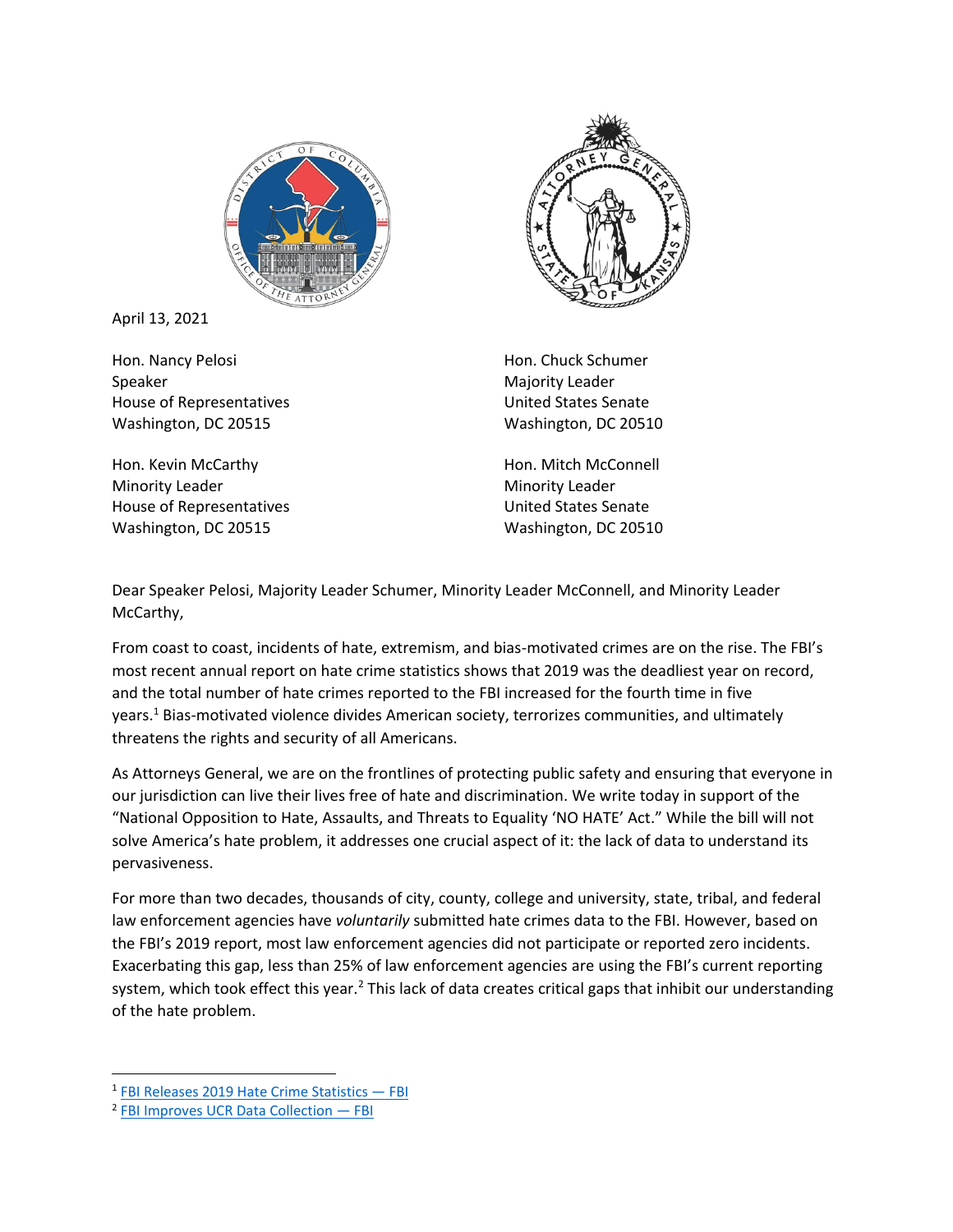April 13, 2021

Hon. Nancy Pelosi
Speaker
House of Representatives
Washington, DC 20515

Hon. Chuck Schumer
Majority Leader
United States Senate
Washington, DC 20510

Hon. Kevin McCarthy
Minority Leader
House of Representatives
Washington, DC 20515

Hon. Mitch McConnell
Minority Leader
United States Senate
Washington, DC 20510

Dear Speaker Pelosi, Majority Leader Schumer, Minority Leader McConnell, and Minority Leader McCarthy,

From coast to coast, incidents of hate, extremism, and bias-motivated crimes are on the rise. The FBI's most recent annual report on hate crime statistics shows that 2019 was the deadliest year on record, and the total number of hate crimes reported to the FBI increased for the fourth time in five years.[1] Bias-motivated violence divides American society, terrorizes communities, and ultimately threatens the rights and security of all Americans.

As Attorneys General, we are on the frontlines of protecting public safety and ensuring that everyone in our jurisdiction can live their lives free of hate and discrimination. We write today in support of the "National Opposition to Hate, Assaults, and Threats to Equality 'NO HATE' Act." While the bill will not solve America's hate problem, it addresses one crucial aspect of it: the lack of data to understand its pervasiveness.

For more than two decades, thousands of city, county, college and university, state, tribal, and federal law enforcement agencies have *voluntarily* submitted hate crimes data to the FBI. However, based on the FBI's 2019 report, most law enforcement agencies did not participate or reported zero incidents. Exacerbating this gap, less than 25% of law enforcement agencies are using the FBI's current reporting system, which took effect this year.[2] This lack of data creates critical gaps that inhibit our understanding of the hate problem.

---

[1] FBI Releases 2019 Hate Crime Statistics — FBI

[2] FBI Improves UCR Data Collection — FBI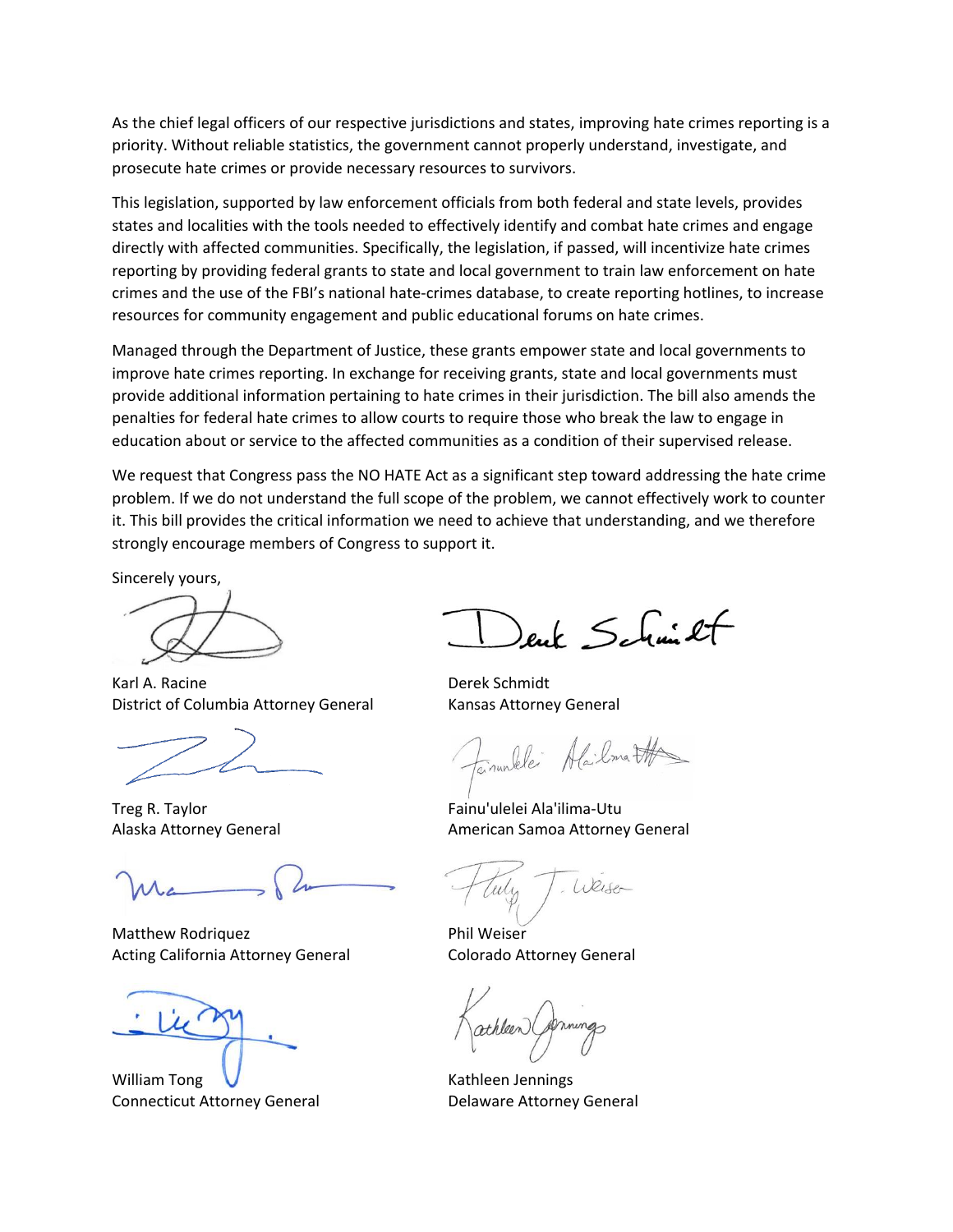As the chief legal officers of our respective jurisdictions and states, improving hate crimes reporting is a priority. Without reliable statistics, the government cannot properly understand, investigate, and prosecute hate crimes or provide necessary resources to survivors.

This legislation, supported by law enforcement officials from both federal and state levels, provides states and localities with the tools needed to effectively identify and combat hate crimes and engage directly with affected communities. Specifically, the legislation, if passed, will incentivize hate crimes reporting by providing federal grants to state and local government to train law enforcement on hate crimes and the use of the FBI's national hate-crimes database, to create reporting hotlines, to increase resources for community engagement and public educational forums on hate crimes.

Managed through the Department of Justice, these grants empower state and local governments to improve hate crimes reporting. In exchange for receiving grants, state and local governments must provide additional information pertaining to hate crimes in their jurisdiction. The bill also amends the penalties for federal hate crimes to allow courts to require those who break the law to engage in education about or service to the affected communities as a condition of their supervised release.

We request that Congress pass the NO HATE Act as a significant step toward addressing the hate crime problem. If we do not understand the full scope of the problem, we cannot effectively work to counter it. This bill provides the critical information we need to achieve that understanding, and we therefore strongly encourage members of Congress to support it.

Sincerely yours,

Karl A. Racine
District of Columbia Attorney General

Derek Schmidt
Kansas Attorney General

Treg R. Taylor
Alaska Attorney General

Fainu'ulelei Ala'ilima-Utu
American Samoa Attorney General

Matthew Rodriquez
Acting California Attorney General

Phil Weiser
Colorado Attorney General

William Tong
Connecticut Attorney General

Kathleen Jennings
Delaware Attorney General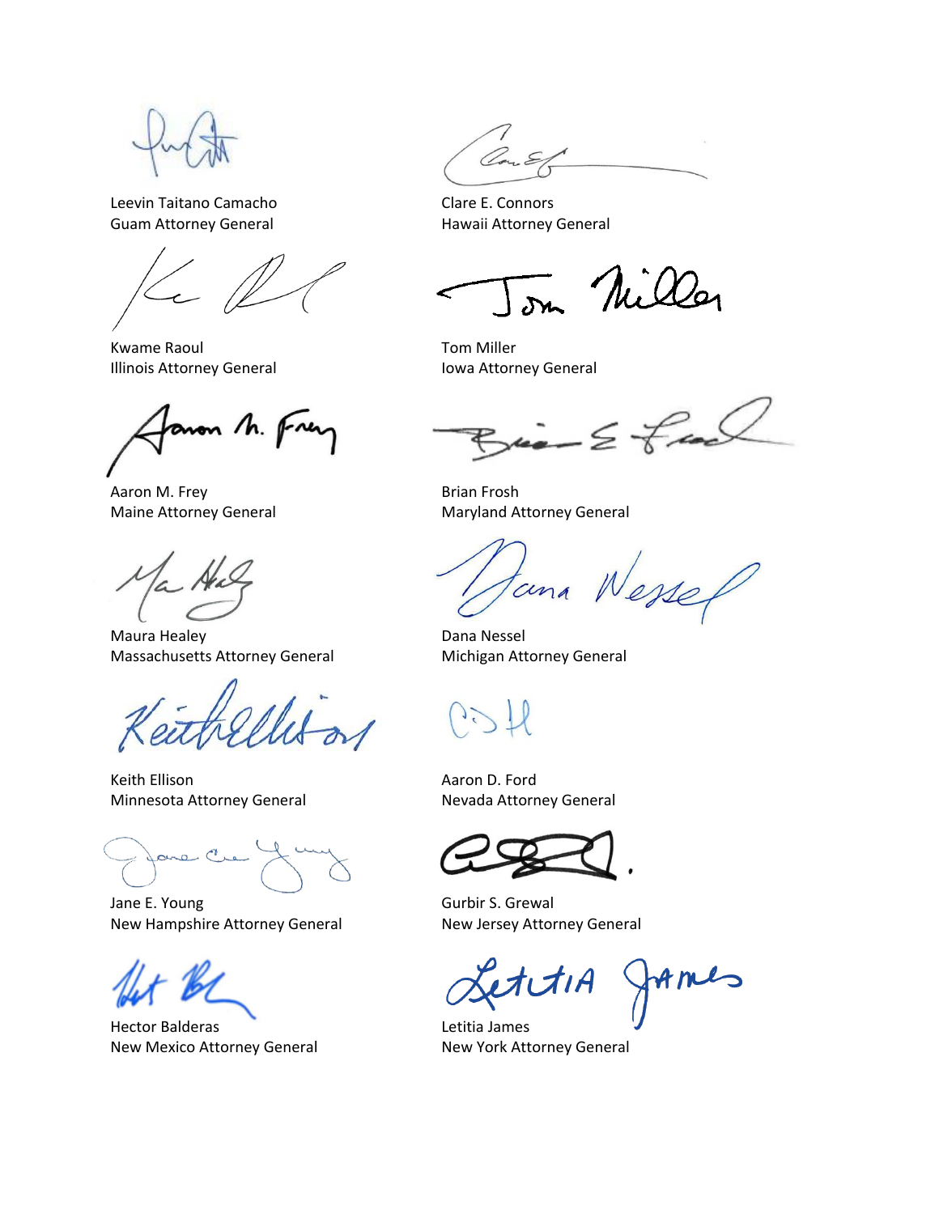Leevin Taitano Camacho
Guam Attorney General

Clare E. Connors
Hawaii Attorney General

Kwame Raoul
Illinois Attorney General

Tom Miller
Iowa Attorney General

Aaron M. Frey
Maine Attorney General

Brian Frosh
Maryland Attorney General

Maura Healey
Massachusetts Attorney General

Dana Nessel
Michigan Attorney General

Keith Ellison
Minnesota Attorney General

Aaron D. Ford
Nevada Attorney General

Jane E. Young
New Hampshire Attorney General

Gurbir S. Grewal
New Jersey Attorney General

Hector Balderas
New Mexico Attorney General

Letitia James
New York Attorney General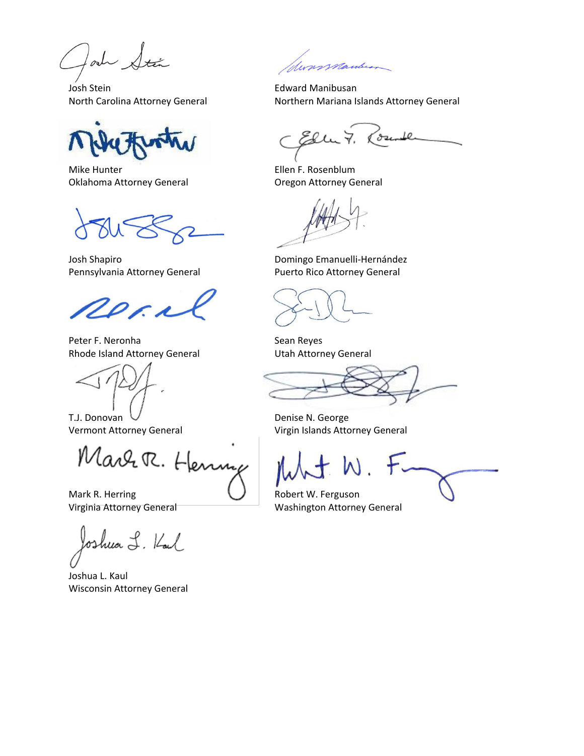Josh Stein
North Carolina Attorney General

Edward Manibusan
Northern Mariana Islands Attorney General

Mike Hunter
Oklahoma Attorney General

Ellen F. Rosenblum
Oregon Attorney General

Josh Shapiro
Pennsylvania Attorney General

Domingo Emanuelli-Hernández
Puerto Rico Attorney General

Peter F. Neronha
Rhode Island Attorney General

Sean Reyes
Utah Attorney General

T.J. Donovan
Vermont Attorney General

Denise N. George
Virgin Islands Attorney General

Mark R. Herring
Virginia Attorney General

Robert W. Ferguson
Washington Attorney General

Joshua L. Kaul
Wisconsin Attorney General